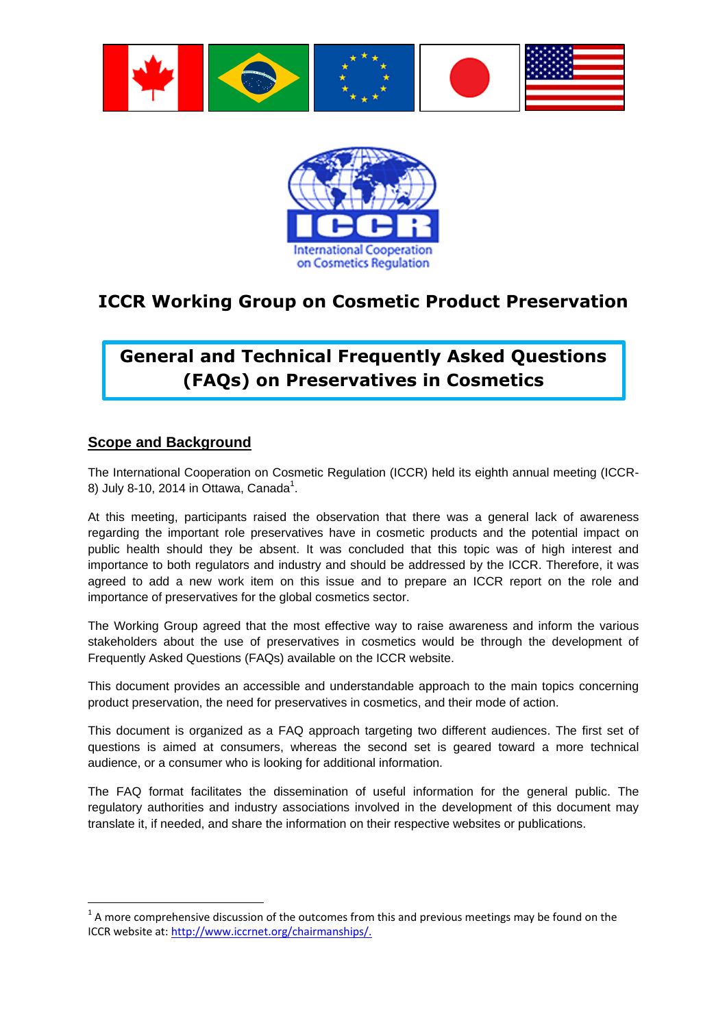# ICCR Working Group on Cosmetic Product Preservation

## General and Technical Frequently Asked Questions (FAQs) on Preservatives in Cosmetics

### Scope and Background

The International Cooperation on Cosmetic Regulation (ICCR) held its eighth annual meeting (ICCR-8) July 8-10, 2014 in Ottawa, Canada[1].

At this meeting, participants raised the observation that there was a general lack of awareness regarding the important role preservatives have in cosmetic products and the potential impact on public health should they be absent. It was concluded that this topic was of high interest and importance to both regulators and industry and should be addressed by the ICCR. Therefore, it was agreed to add a new work item on this issue and to prepare an ICCR report on the role and importance of preservatives for the global cosmetics sector.

The Working Group agreed that the most effective way to raise awareness and inform the various stakeholders about the use of preservatives in cosmetics would be through the development of Frequently Asked Questions (FAQs) available on the ICCR website.

This document provides an accessible and understandable approach to the main topics concerning product preservation, the need for preservatives in cosmetics, and their mode of action.

This document is organized as a FAQ approach targeting two different audiences. The first set of questions is aimed at consumers, whereas the second set is geared toward a more technical audience, or a consumer who is looking for additional information.

The FAQ format facilitates the dissemination of useful information for the general public. The regulatory authorities and industry associations involved in the development of this document may translate it, if needed, and share the information on their respective websites or publications.

---

[1] A more comprehensive discussion of the outcomes from this and previous meetings may be found on the ICCR website at: http://www.iccrnet.org/chairmanships/.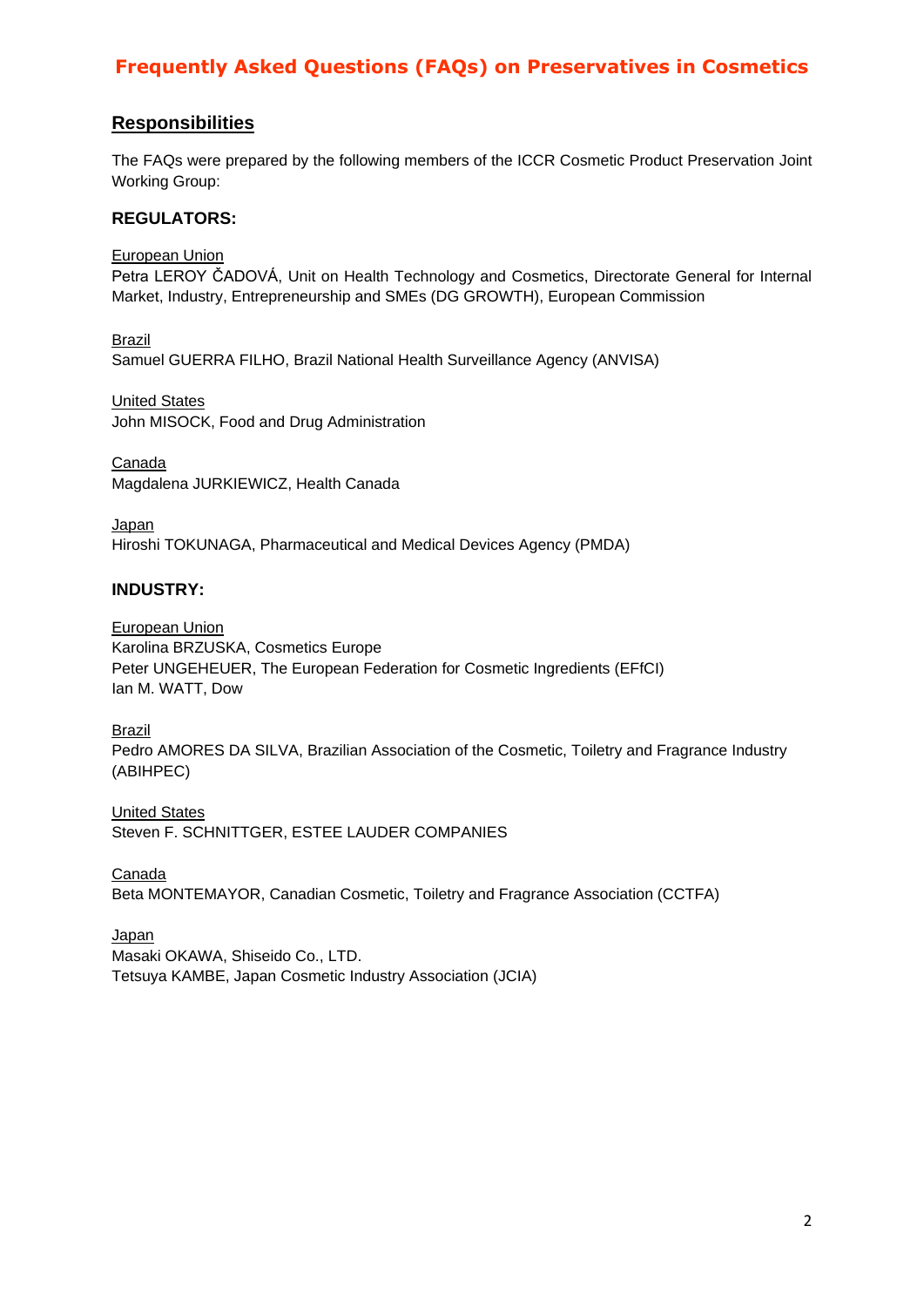# Frequently Asked Questions (FAQs) on Preservatives in Cosmetics

## Responsibilities

The FAQs were prepared by the following members of the ICCR Cosmetic Product Preservation Joint Working Group:

### REGULATORS:

European Union
Petra LEROY ČADOVÁ, Unit on Health Technology and Cosmetics, Directorate General for Internal Market, Industry, Entrepreneurship and SMEs (DG GROWTH), European Commission

Brazil
Samuel GUERRA FILHO, Brazil National Health Surveillance Agency (ANVISA)

United States
John MISOCK, Food and Drug Administration

Canada
Magdalena JURKIEWICZ, Health Canada

Japan
Hiroshi TOKUNAGA, Pharmaceutical and Medical Devices Agency (PMDA)

### INDUSTRY:

European Union
Karolina BRZUSKA, Cosmetics Europe
Peter UNGEHEUER, The European Federation for Cosmetic Ingredients (EFfCI)
Ian M. WATT, Dow

Brazil
Pedro AMORES DA SILVA, Brazilian Association of the Cosmetic, Toiletry and Fragrance Industry (ABIHPEC)

United States
Steven F. SCHNITTGER, ESTEE LAUDER COMPANIES

Canada
Beta MONTEMAYOR, Canadian Cosmetic, Toiletry and Fragrance Association (CCTFA)

Japan
Masaki OKAWA, Shiseido Co., LTD.
Tetsuya KAMBE, Japan Cosmetic Industry Association (JCIA)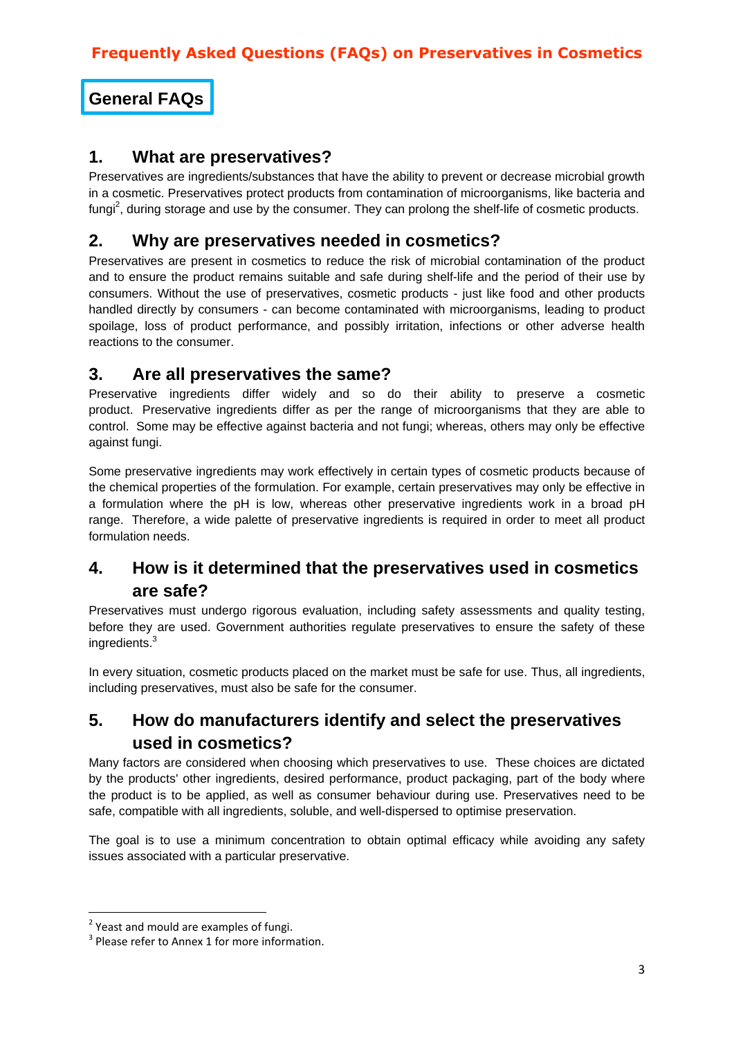# Frequently Asked Questions (FAQs) on Preservatives in Cosmetics

## General FAQs

### 1. What are preservatives?

Preservatives are ingredients/substances that have the ability to prevent or decrease microbial growth in a cosmetic. Preservatives protect products from contamination of microorganisms, like bacteria and fungi[2], during storage and use by the consumer. They can prolong the shelf-life of cosmetic products.

### 2. Why are preservatives needed in cosmetics?

Preservatives are present in cosmetics to reduce the risk of microbial contamination of the product and to ensure the product remains suitable and safe during shelf-life and the period of their use by consumers. Without the use of preservatives, cosmetic products - just like food and other products handled directly by consumers - can become contaminated with microorganisms, leading to product spoilage, loss of product performance, and possibly irritation, infections or other adverse health reactions to the consumer.

### 3. Are all preservatives the same?

Preservative ingredients differ widely and so do their ability to preserve a cosmetic product. Preservative ingredients differ as per the range of microorganisms that they are able to control. Some may be effective against bacteria and not fungi; whereas, others may only be effective against fungi.

Some preservative ingredients may work effectively in certain types of cosmetic products because of the chemical properties of the formulation. For example, certain preservatives may only be effective in a formulation where the pH is low, whereas other preservative ingredients work in a broad pH range. Therefore, a wide palette of preservative ingredients is required in order to meet all product formulation needs.

### 4. How is it determined that the preservatives used in cosmetics are safe?

Preservatives must undergo rigorous evaluation, including safety assessments and quality testing, before they are used. Government authorities regulate preservatives to ensure the safety of these ingredients.[3]

In every situation, cosmetic products placed on the market must be safe for use. Thus, all ingredients, including preservatives, must also be safe for the consumer.

### 5. How do manufacturers identify and select the preservatives used in cosmetics?

Many factors are considered when choosing which preservatives to use. These choices are dictated by the products' other ingredients, desired performance, product packaging, part of the body where the product is to be applied, as well as consumer behaviour during use. Preservatives need to be safe, compatible with all ingredients, soluble, and well-dispersed to optimise preservation.

The goal is to use a minimum concentration to obtain optimal efficacy while avoiding any safety issues associated with a particular preservative.

---

[2] Yeast and mould are examples of fungi.

[3] Please refer to Annex 1 for more information.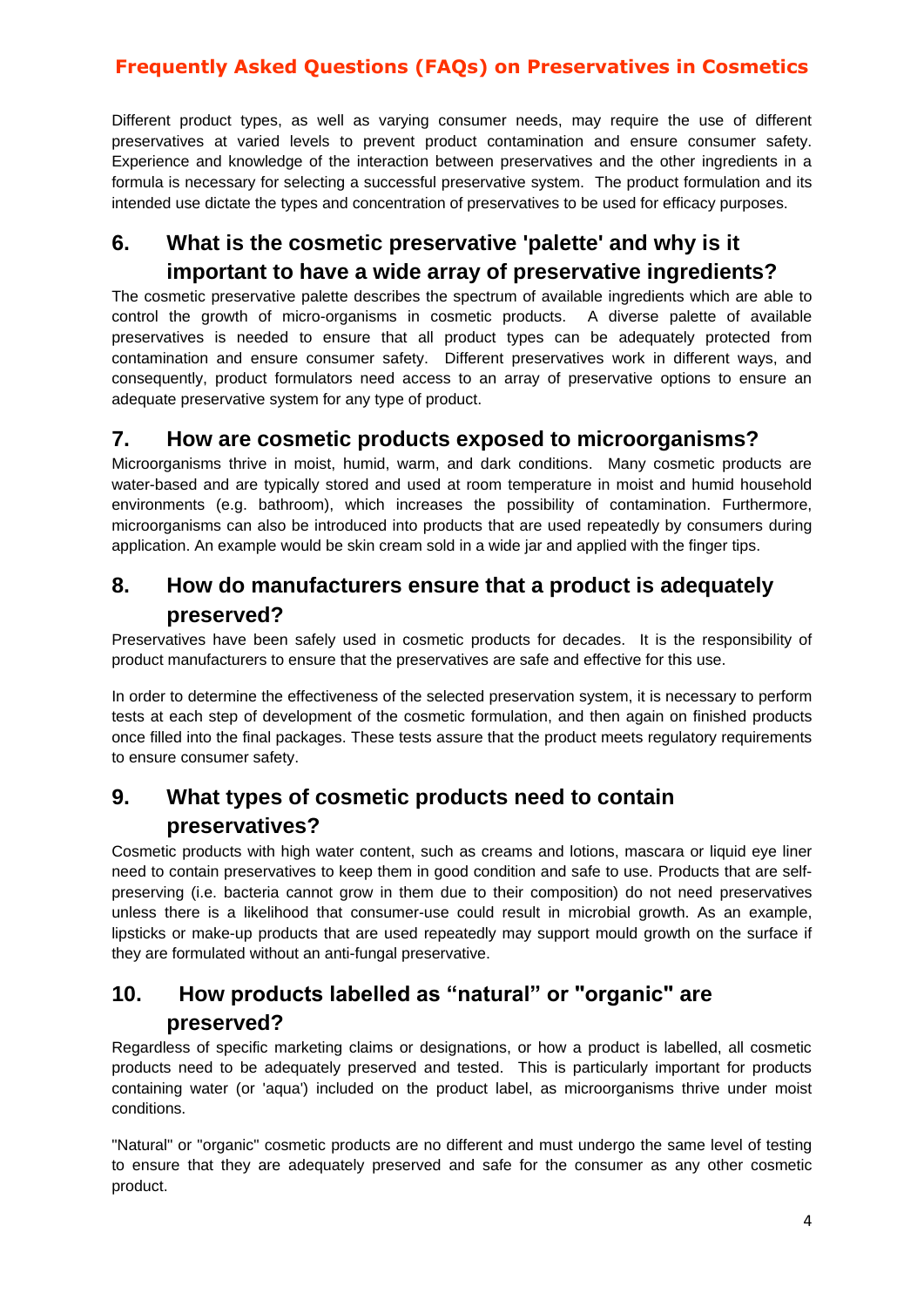Different product types, as well as varying consumer needs, may require the use of different preservatives at varied levels to prevent product contamination and ensure consumer safety. Experience and knowledge of the interaction between preservatives and the other ingredients in a formula is necessary for selecting a successful preservative system. The product formulation and its intended use dictate the types and concentration of preservatives to be used for efficacy purposes.

## 6. What is the cosmetic preservative 'palette' and why is it important to have a wide array of preservative ingredients?

The cosmetic preservative palette describes the spectrum of available ingredients which are able to control the growth of micro-organisms in cosmetic products. A diverse palette of available preservatives is needed to ensure that all product types can be adequately protected from contamination and ensure consumer safety. Different preservatives work in different ways, and consequently, product formulators need access to an array of preservative options to ensure an adequate preservative system for any type of product.

## 7. How are cosmetic products exposed to microorganisms?

Microorganisms thrive in moist, humid, warm, and dark conditions. Many cosmetic products are water-based and are typically stored and used at room temperature in moist and humid household environments (e.g. bathroom), which increases the possibility of contamination. Furthermore, microorganisms can also be introduced into products that are used repeatedly by consumers during application. An example would be skin cream sold in a wide jar and applied with the finger tips.

## 8. How do manufacturers ensure that a product is adequately preserved?

Preservatives have been safely used in cosmetic products for decades. It is the responsibility of product manufacturers to ensure that the preservatives are safe and effective for this use.

In order to determine the effectiveness of the selected preservation system, it is necessary to perform tests at each step of development of the cosmetic formulation, and then again on finished products once filled into the final packages. These tests assure that the product meets regulatory requirements to ensure consumer safety.

## 9. What types of cosmetic products need to contain preservatives?

Cosmetic products with high water content, such as creams and lotions, mascara or liquid eye liner need to contain preservatives to keep them in good condition and safe to use. Products that are self-preserving (i.e. bacteria cannot grow in them due to their composition) do not need preservatives unless there is a likelihood that consumer-use could result in microbial growth. As an example, lipsticks or make-up products that are used repeatedly may support mould growth on the surface if they are formulated without an anti-fungal preservative.

## 10. How products labelled as “natural” or "organic" are preserved?

Regardless of specific marketing claims or designations, or how a product is labelled, all cosmetic products need to be adequately preserved and tested. This is particularly important for products containing water (or 'aqua') included on the product label, as microorganisms thrive under moist conditions.

"Natural" or "organic" cosmetic products are no different and must undergo the same level of testing to ensure that they are adequately preserved and safe for the consumer as any other cosmetic product.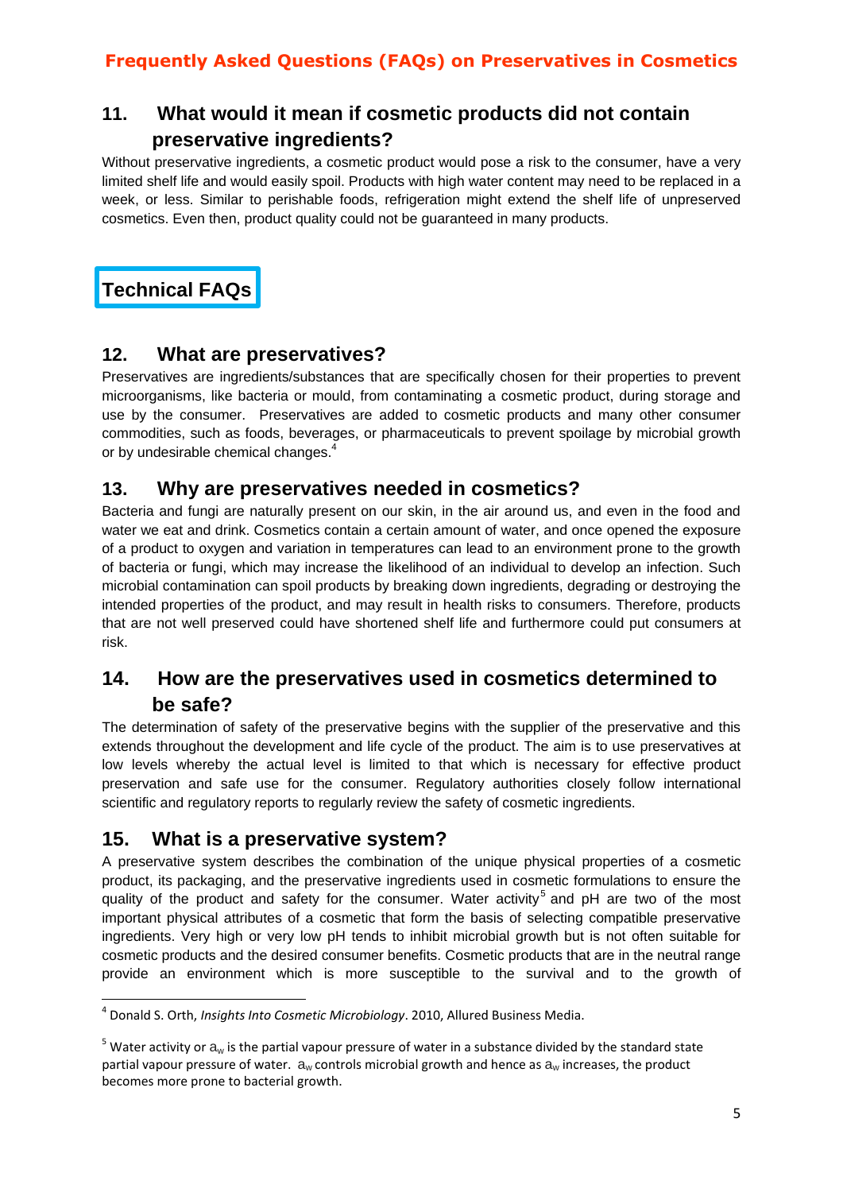## 11. What would it mean if cosmetic products did not contain preservative ingredients?

Without preservative ingredients, a cosmetic product would pose a risk to the consumer, have a very limited shelf life and would easily spoil. Products with high water content may need to be replaced in a week, or less. Similar to perishable foods, refrigeration might extend the shelf life of unpreserved cosmetics. Even then, product quality could not be guaranteed in many products.

# Technical FAQs

## 12. What are preservatives?

Preservatives are ingredients/substances that are specifically chosen for their properties to prevent microorganisms, like bacteria or mould, from contaminating a cosmetic product, during storage and use by the consumer. Preservatives are added to cosmetic products and many other consumer commodities, such as foods, beverages, or pharmaceuticals to prevent spoilage by microbial growth or by undesirable chemical changes.[4]

## 13. Why are preservatives needed in cosmetics?

Bacteria and fungi are naturally present on our skin, in the air around us, and even in the food and water we eat and drink. Cosmetics contain a certain amount of water, and once opened the exposure of a product to oxygen and variation in temperatures can lead to an environment prone to the growth of bacteria or fungi, which may increase the likelihood of an individual to develop an infection. Such microbial contamination can spoil products by breaking down ingredients, degrading or destroying the intended properties of the product, and may result in health risks to consumers. Therefore, products that are not well preserved could have shortened shelf life and furthermore could put consumers at risk.

## 14. How are the preservatives used in cosmetics determined to be safe?

The determination of safety of the preservative begins with the supplier of the preservative and this extends throughout the development and life cycle of the product. The aim is to use preservatives at low levels whereby the actual level is limited to that which is necessary for effective product preservation and safe use for the consumer. Regulatory authorities closely follow international scientific and regulatory reports to regularly review the safety of cosmetic ingredients.

## 15. What is a preservative system?

A preservative system describes the combination of the unique physical properties of a cosmetic product, its packaging, and the preservative ingredients used in cosmetic formulations to ensure the quality of the product and safety for the consumer. Water activity[5] and pH are two of the most important physical attributes of a cosmetic that form the basis of selecting compatible preservative ingredients. Very high or very low pH tends to inhibit microbial growth but is not often suitable for cosmetic products and the desired consumer benefits. Cosmetic products that are in the neutral range provide an environment which is more susceptible to the survival and to the growth of

---

[4] Donald S. Orth, *Insights Into Cosmetic Microbiology*. 2010, Allured Business Media.

[5] Water activity or $a_w$ is the partial vapour pressure of water in a substance divided by the standard state partial vapour pressure of water. $a_w$ controls microbial growth and hence as $a_w$ increases, the product becomes more prone to bacterial growth.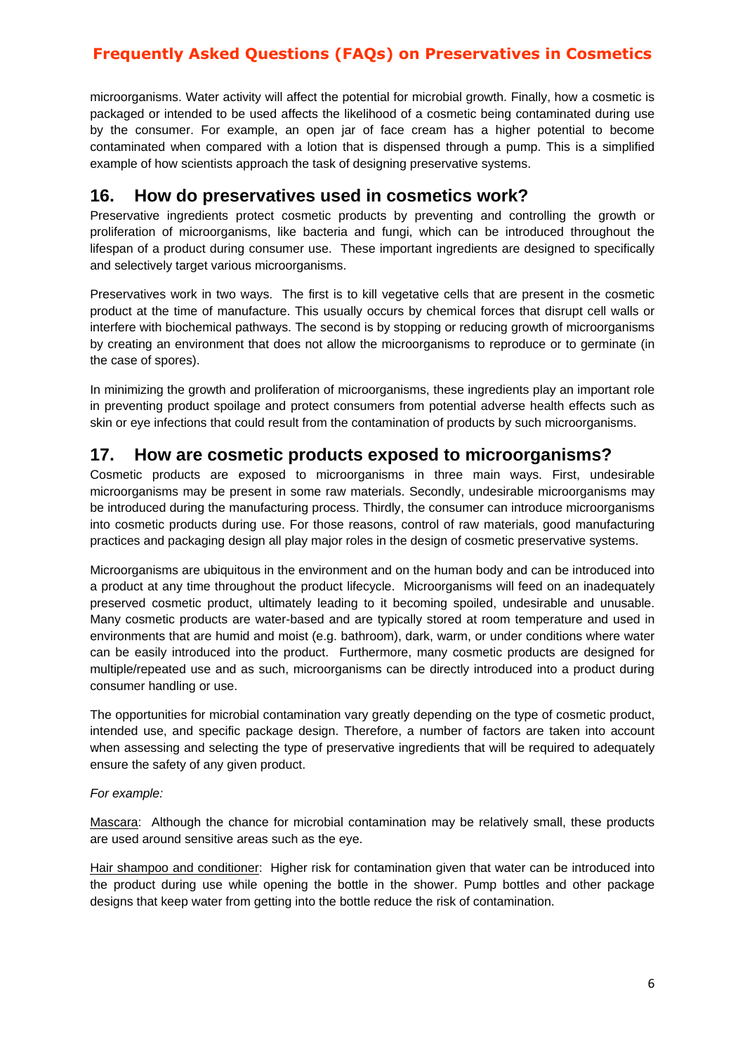microorganisms. Water activity will affect the potential for microbial growth. Finally, how a cosmetic is packaged or intended to be used affects the likelihood of a cosmetic being contaminated during use by the consumer. For example, an open jar of face cream has a higher potential to become contaminated when compared with a lotion that is dispensed through a pump. This is a simplified example of how scientists approach the task of designing preservative systems.

## 16. How do preservatives used in cosmetics work?

Preservative ingredients protect cosmetic products by preventing and controlling the growth or proliferation of microorganisms, like bacteria and fungi, which can be introduced throughout the lifespan of a product during consumer use. These important ingredients are designed to specifically and selectively target various microorganisms.

Preservatives work in two ways. The first is to kill vegetative cells that are present in the cosmetic product at the time of manufacture. This usually occurs by chemical forces that disrupt cell walls or interfere with biochemical pathways. The second is by stopping or reducing growth of microorganisms by creating an environment that does not allow the microorganisms to reproduce or to germinate (in the case of spores).

In minimizing the growth and proliferation of microorganisms, these ingredients play an important role in preventing product spoilage and protect consumers from potential adverse health effects such as skin or eye infections that could result from the contamination of products by such microorganisms.

## 17. How are cosmetic products exposed to microorganisms?

Cosmetic products are exposed to microorganisms in three main ways. First, undesirable microorganisms may be present in some raw materials. Secondly, undesirable microorganisms may be introduced during the manufacturing process. Thirdly, the consumer can introduce microorganisms into cosmetic products during use. For those reasons, control of raw materials, good manufacturing practices and packaging design all play major roles in the design of cosmetic preservative systems.

Microorganisms are ubiquitous in the environment and on the human body and can be introduced into a product at any time throughout the product lifecycle. Microorganisms will feed on an inadequately preserved cosmetic product, ultimately leading to it becoming spoiled, undesirable and unusable. Many cosmetic products are water-based and are typically stored at room temperature and used in environments that are humid and moist (e.g. bathroom), dark, warm, or under conditions where water can be easily introduced into the product. Furthermore, many cosmetic products are designed for multiple/repeated use and as such, microorganisms can be directly introduced into a product during consumer handling or use.

The opportunities for microbial contamination vary greatly depending on the type of cosmetic product, intended use, and specific package design. Therefore, a number of factors are taken into account when assessing and selecting the type of preservative ingredients that will be required to adequately ensure the safety of any given product.

*For example:*

Mascara: Although the chance for microbial contamination may be relatively small, these products are used around sensitive areas such as the eye.

Hair shampoo and conditioner: Higher risk for contamination given that water can be introduced into the product during use while opening the bottle in the shower. Pump bottles and other package designs that keep water from getting into the bottle reduce the risk of contamination.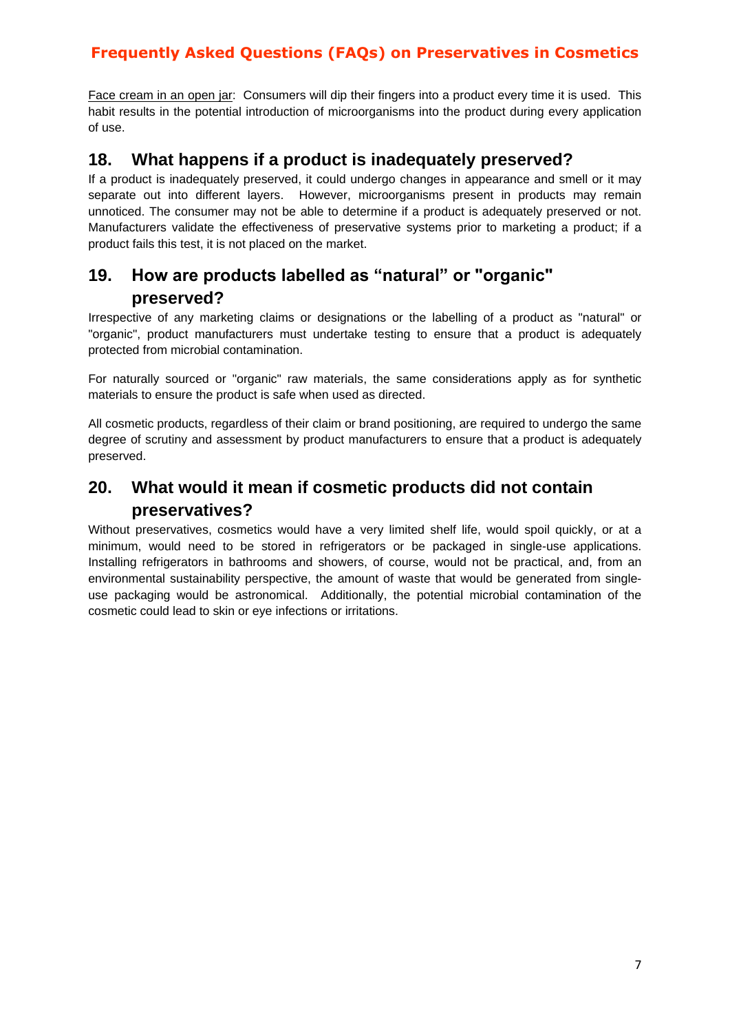Face cream in an open jar: Consumers will dip their fingers into a product every time it is used. This habit results in the potential introduction of microorganisms into the product during every application of use.

## 18. What happens if a product is inadequately preserved?

If a product is inadequately preserved, it could undergo changes in appearance and smell or it may separate out into different layers. However, microorganisms present in products may remain unnoticed. The consumer may not be able to determine if a product is adequately preserved or not. Manufacturers validate the effectiveness of preservative systems prior to marketing a product; if a product fails this test, it is not placed on the market.

## 19. How are products labelled as “natural” or "organic" preserved?

Irrespective of any marketing claims or designations or the labelling of a product as "natural" or "organic", product manufacturers must undertake testing to ensure that a product is adequately protected from microbial contamination.

For naturally sourced or "organic" raw materials, the same considerations apply as for synthetic materials to ensure the product is safe when used as directed.

All cosmetic products, regardless of their claim or brand positioning, are required to undergo the same degree of scrutiny and assessment by product manufacturers to ensure that a product is adequately preserved.

## 20. What would it mean if cosmetic products did not contain preservatives?

Without preservatives, cosmetics would have a very limited shelf life, would spoil quickly, or at a minimum, would need to be stored in refrigerators or be packaged in single-use applications. Installing refrigerators in bathrooms and showers, of course, would not be practical, and, from an environmental sustainability perspective, the amount of waste that would be generated from single-use packaging would be astronomical. Additionally, the potential microbial contamination of the cosmetic could lead to skin or eye infections or irritations.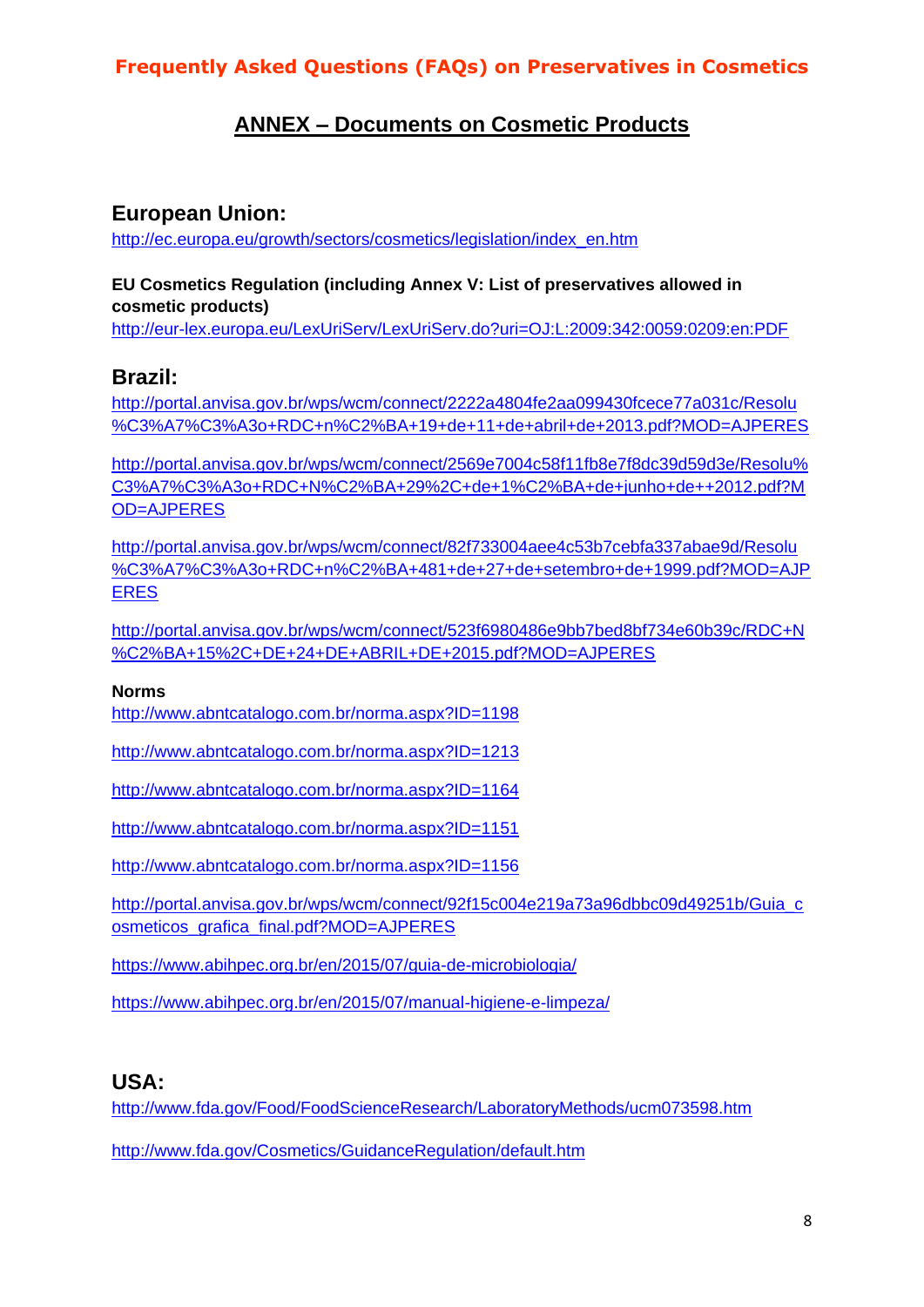# ANNEX – Documents on Cosmetic Products

## European Union:

http://ec.europa.eu/growth/sectors/cosmetics/legislation/index_en.htm

**EU Cosmetics Regulation (including Annex V: List of preservatives allowed in cosmetic products)**

http://eur-lex.europa.eu/LexUriServ/LexUriServ.do?uri=OJ:L:2009:342:0059:0209:en:PDF

## Brazil:

http://portal.anvisa.gov.br/wps/wcm/connect/2222a4804fe2aa099430fcece77a031c/Resolu%C3%A7%C3%A3o+RDC+n%C2%BA+19+de+11+de+abril+de+2013.pdf?MOD=AJPERES

http://portal.anvisa.gov.br/wps/wcm/connect/2569e7004c58f11fb8e7f8dc39d59d3e/Resolu%C3%A7%C3%A3o+RDC+N%C2%BA+29%2C+de+1%C2%BA+de+junho+de++2012.pdf?MOD=AJPERES

http://portal.anvisa.gov.br/wps/wcm/connect/82f733004aee4c53b7cebfa337abae9d/Resolu%C3%A7%C3%A3o+RDC+n%C2%BA+481+de+27+de+setembro+de+1999.pdf?MOD=AJPERES

http://portal.anvisa.gov.br/wps/wcm/connect/523f6980486e9bb7bed8bf734e60b39c/RDC+N%C2%BA+15%2C+DE+24+DE+ABRIL+DE+2015.pdf?MOD=AJPERES

**Norms**

http://www.abntcatalogo.com.br/norma.aspx?ID=1198

http://www.abntcatalogo.com.br/norma.aspx?ID=1213

http://www.abntcatalogo.com.br/norma.aspx?ID=1164

http://www.abntcatalogo.com.br/norma.aspx?ID=1151

http://www.abntcatalogo.com.br/norma.aspx?ID=1156

http://portal.anvisa.gov.br/wps/wcm/connect/92f15c004e219a73a96dbbc09d49251b/Guia_cosmeticos_grafica_final.pdf?MOD=AJPERES

https://www.abihpec.org.br/en/2015/07/guia-de-microbiologia/

https://www.abihpec.org.br/en/2015/07/manual-higiene-e-limpeza/

## USA:

http://www.fda.gov/Food/FoodScienceResearch/LaboratoryMethods/ucm073598.htm

http://www.fda.gov/Cosmetics/GuidanceRegulation/default.htm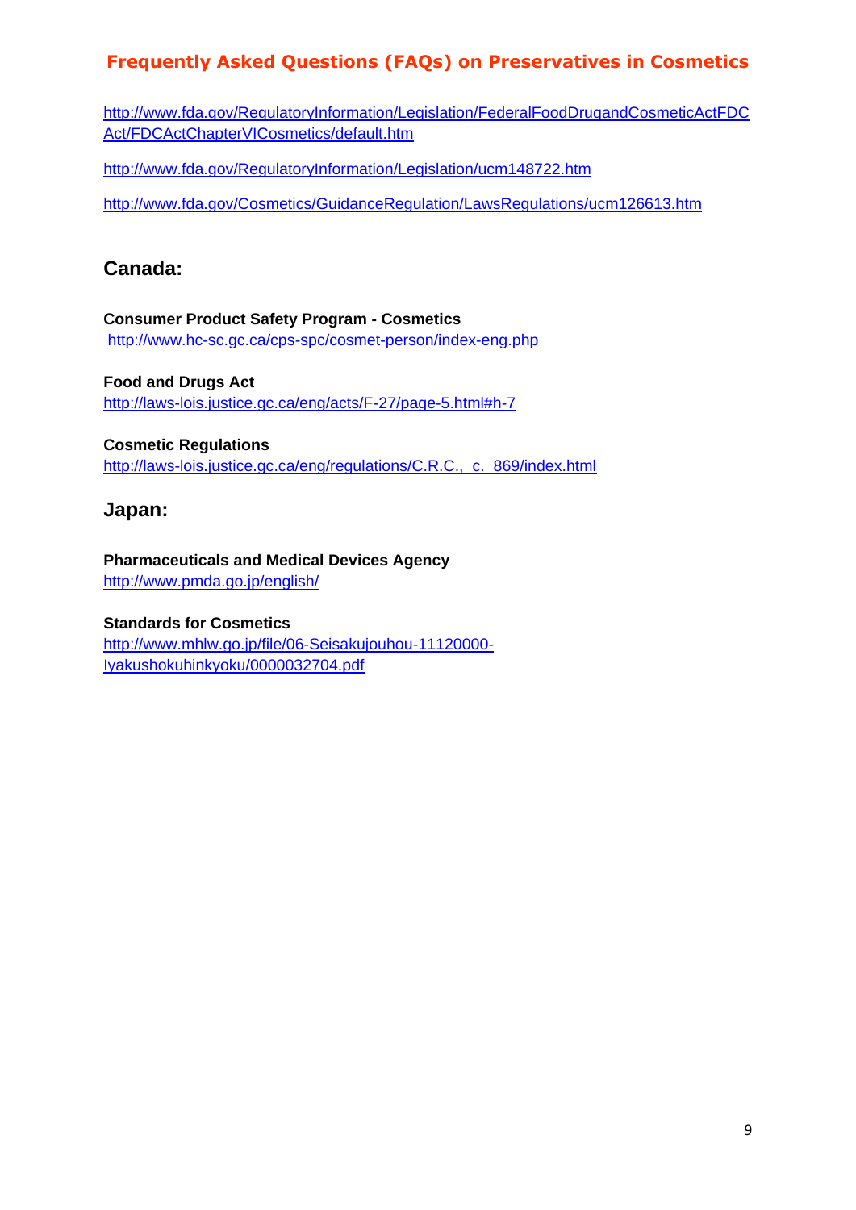http://www.fda.gov/RegulatoryInformation/Legislation/FederalFoodDrugandCosmeticActFDCAct/FDCActChapterVICosmetics/default.htm

http://www.fda.gov/RegulatoryInformation/Legislation/ucm148722.htm

http://www.fda.gov/Cosmetics/GuidanceRegulation/LawsRegulations/ucm126613.htm

## Canada:

**Consumer Product Safety Program - Cosmetics**
http://www.hc-sc.gc.ca/cps-spc/cosmet-person/index-eng.php

**Food and Drugs Act**
http://laws-lois.justice.gc.ca/eng/acts/F-27/page-5.html#h-7

**Cosmetic Regulations**
http://laws-lois.justice.gc.ca/eng/regulations/C.R.C.,_c._869/index.html

## Japan:

**Pharmaceuticals and Medical Devices Agency**
http://www.pmda.go.jp/english/

**Standards for Cosmetics**
http://www.mhlw.go.jp/file/06-Seisakujouhou-11120000-Iyakushokuhinkyoku/0000032704.pdf